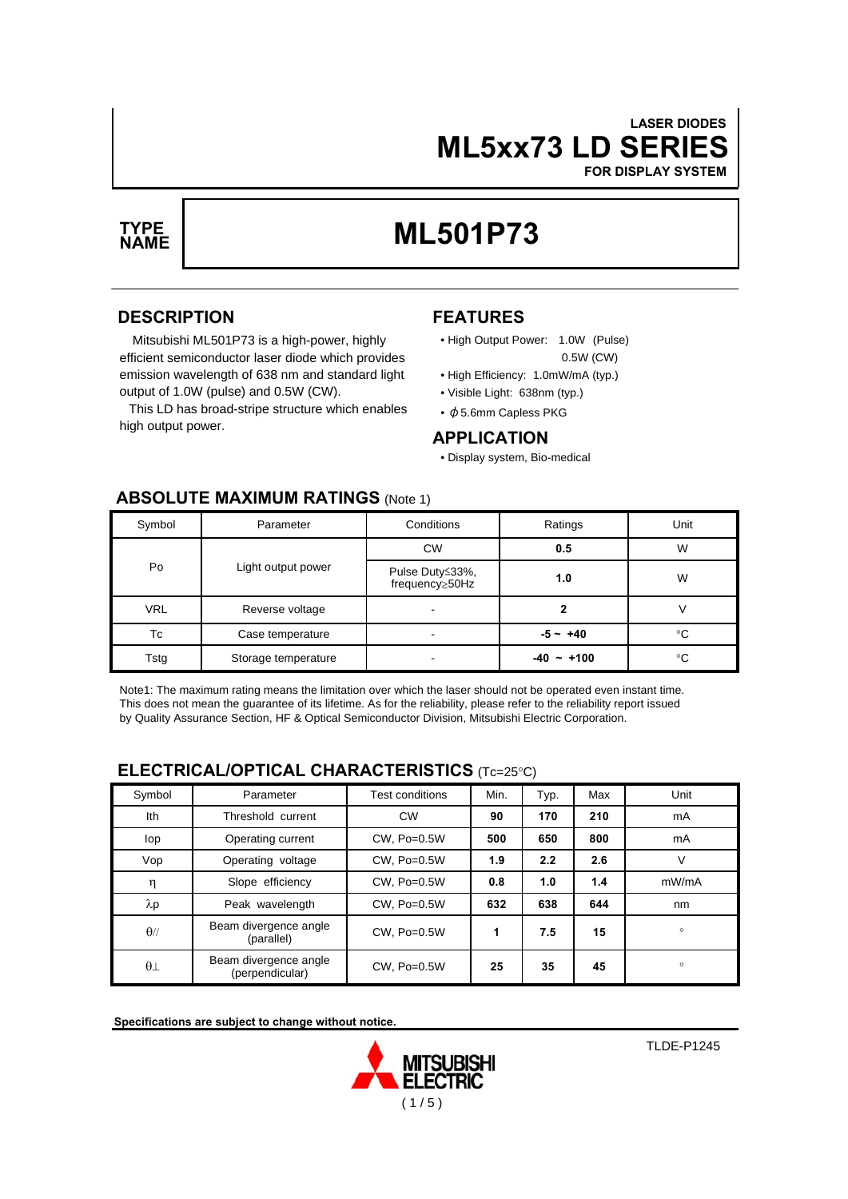LASER DIODES

# ML5xx73 LD SERIES

FOR DISPLAY SYSTEM

**TYPE NAME**

# ML501P73

## DESCRIPTION

Mitsubishi ML501P73 is a high-power, highly efficient semiconductor laser diode which provides emission wavelength of 638 nm and standard light output of 1.0W (pulse) and 0.5W (CW).

This LD has broad-stripe structure which enables high output power.

## FEATURES

- High Output Power: 1.0W (Pulse) 0.5W (CW)
- High Efficiency: 1.0mW/mA (typ.)
- Visible Light: 638nm (typ.)
- ϕ5.6mm Capless PKG

## APPLICATION

- Display system, Bio-medical

## ABSOLUTE MAXIMUM RATINGS (Note 1)

| Symbol | Parameter | Conditions | Ratings | Unit |
|---|---|---|---|---|
| Po | Light output power | CW | **0.5** | W |
| | | Pulse Duty≤33%, frequency≥50Hz | **1.0** | W |
| VRL | Reverse voltage | - | **2** | V |
| Tc | Case temperature | - | **-5 ~ +40** | °C |
| Tstg | Storage temperature | - | **-40 ~ +100** | °C |

Note1: The maximum rating means the limitation over which the laser should not be operated even instant time. This does not mean the guarantee of its lifetime. As for the reliability, please refer to the reliability report issued by Quality Assurance Section, HF & Optical Semiconductor Division, Mitsubishi Electric Corporation.

## ELECTRICAL/OPTICAL CHARACTERISTICS (Tc=25°C)

| Symbol | Parameter | Test conditions | Min. | Typ. | Max | Unit |
|---|---|---|---|---|---|---|
| Ith | Threshold current | CW | **90** | **170** | **210** | mA |
| Iop | Operating current | CW, Po=0.5W | **500** | **650** | **800** | mA |
| Vop | Operating voltage | CW, Po=0.5W | **1.9** | **2.2** | **2.6** | V |
| $\eta$ | Slope efficiency | CW, Po=0.5W | **0.8** | **1.0** | **1.4** | mW/mA |
| $\lambda p$ | Peak wavelength | CW, Po=0.5W | **632** | **638** | **644** | nm |
| $\theta_{//}$ | Beam divergence angle (parallel) | CW, Po=0.5W | **1** | **7.5** | **15** | ° |
| $\theta_{\perp}$ | Beam divergence angle (perpendicular) | CW, Po=0.5W | **25** | **35** | **45** | ° |

**Specifications are subject to change without notice.**

TLDE-P1245

MITSUBISHI ELECTRIC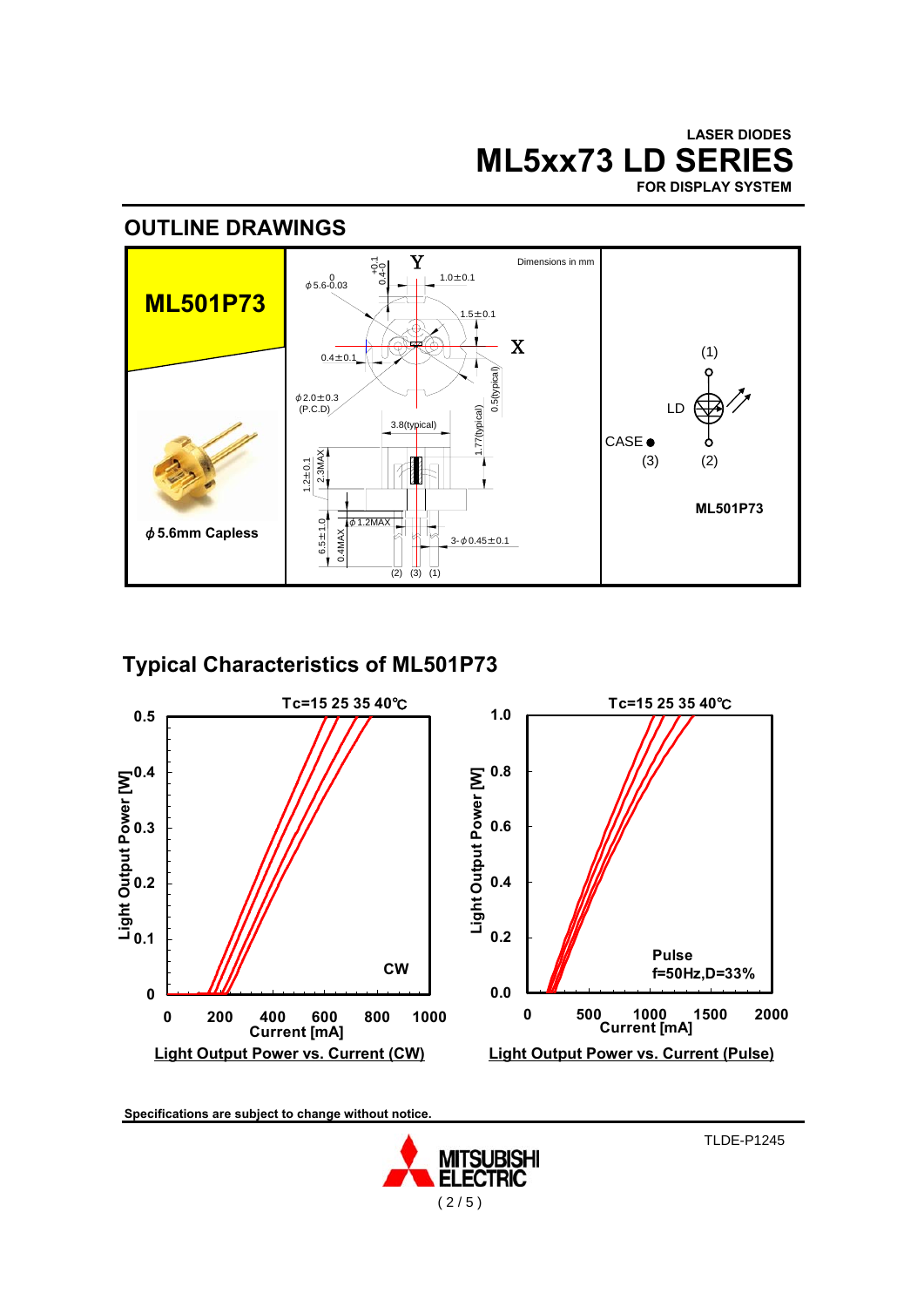LASER DIODES

# ML5xx73 LD SERIES

FOR DISPLAY SYSTEM

## OUTLINE DRAWINGS

**ML501P73**

$\phi$ 5.6mm Capless

Dimensions in mm

$\phi$ 5.6-0.03 (+0 tolerance), 0.4-0 (+0.1), 1.0±0.1, 1.5±0.1, 0.4±0.1, $\phi$ 2.0±0.3 (P.C.D), 0.5(typical), 1.77(typical), 3.8(typical), 1.2±0.1, 2.3MAX, $\phi$ 1.2MAX, 6.5±1.0, 0.4MAX, 3-$\phi$ 0.45±0.1

(2) (3) (1)

LD (1) (2) CASE (3)

ML501P73

## Typical Characteristics of ML501P73

Tc=15 25 35 40℃

Light Output Power [W] / Current [mA] — CW

Light Output Power vs. Current (CW)

Tc=15 25 35 40℃

Light Output Power [W] / Current [mA] — Pulse f=50Hz,D=33%

Light Output Power vs. Current (Pulse)

**Specifications are subject to change without notice.**

TLDE-P1245

MITSUBISHI ELECTRIC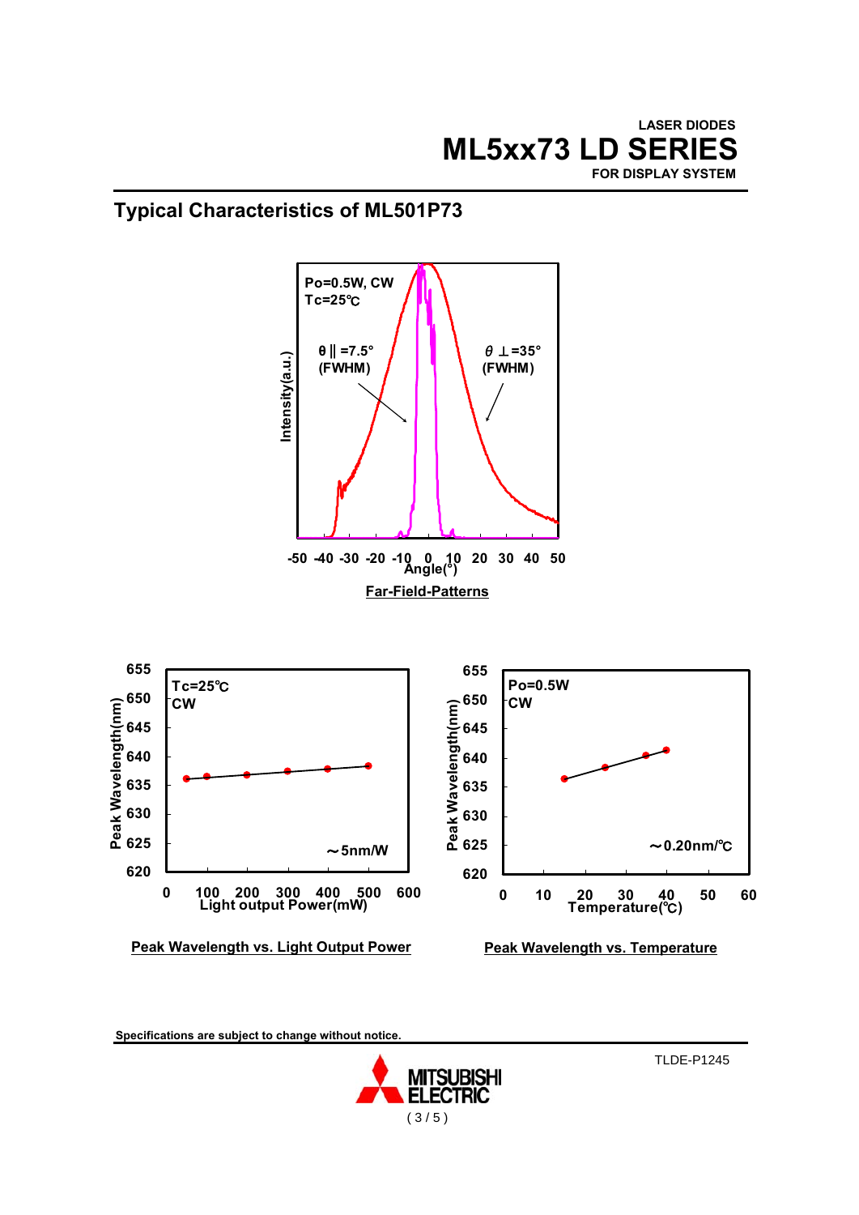## Typical Characteristics of ML501P73

Po=0.5W, CW
Tc=25℃

θ|| =7.5° (FWHM)

θ ⊥=35° (FWHM)

Intensity(a.u.)

-50 -40 -30 -20 -10 0 10 20 30 40 50
Angle(°)

**Far-Field-Patterns**

Tc=25℃
CW

~5nm/W

Peak Wavelength(nm)

Light output Power(mW)

**Peak Wavelength vs. Light Output Power**

Po=0.5W
CW

~0.20nm/℃

Peak Wavelength(nm)

Temperature(℃)

**Peak Wavelength vs. Temperature**

Specifications are subject to change without notice.

TLDE-P1245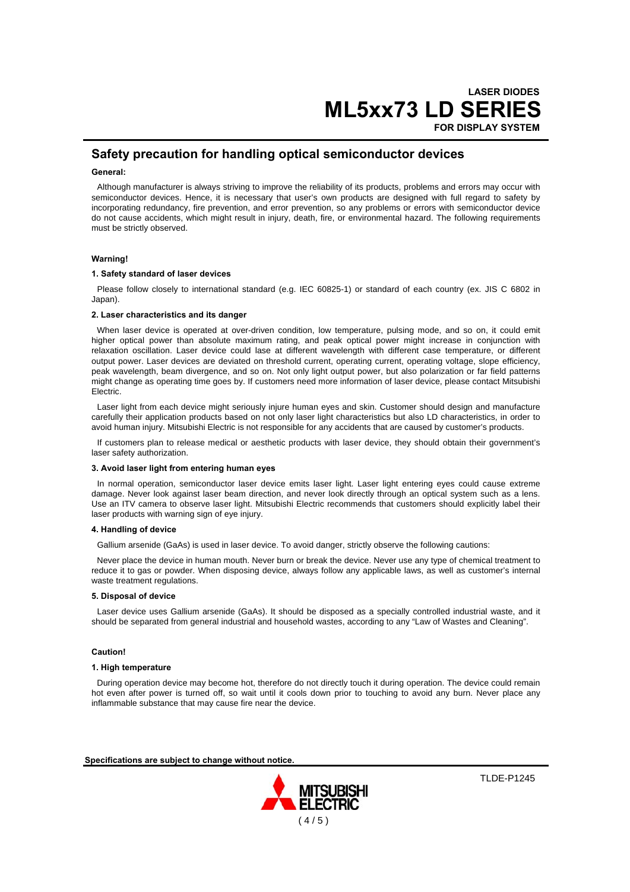## Safety precaution for handling optical semiconductor devices

**General:**

Although manufacturer is always striving to improve the reliability of its products, problems and errors may occur with semiconductor devices. Hence, it is necessary that user's own products are designed with full regard to safety by incorporating redundancy, fire prevention, and error prevention, so any problems or errors with semiconductor device do not cause accidents, which might result in injury, death, fire, or environmental hazard. The following requirements must be strictly observed.

**Warning!**

**1. Safety standard of laser devices**

Please follow closely to international standard (e.g. IEC 60825-1) or standard of each country (ex. JIS C 6802 in Japan).

**2. Laser characteristics and its danger**

When laser device is operated at over-driven condition, low temperature, pulsing mode, and so on, it could emit higher optical power than absolute maximum rating, and peak optical power might increase in conjunction with relaxation oscillation. Laser device could lase at different wavelength with different case temperature, or different output power. Laser devices are deviated on threshold current, operating current, operating voltage, slope efficiency, peak wavelength, beam divergence, and so on. Not only light output power, but also polarization or far field patterns might change as operating time goes by. If customers need more information of laser device, please contact Mitsubishi Electric.

Laser light from each device might seriously injure human eyes and skin. Customer should design and manufacture carefully their application products based on not only laser light characteristics but also LD characteristics, in order to avoid human injury. Mitsubishi Electric is not responsible for any accidents that are caused by customer's products.

If customers plan to release medical or aesthetic products with laser device, they should obtain their government's laser safety authorization.

**3. Avoid laser light from entering human eyes**

In normal operation, semiconductor laser device emits laser light. Laser light entering eyes could cause extreme damage. Never look against laser beam direction, and never look directly through an optical system such as a lens. Use an ITV camera to observe laser light. Mitsubishi Electric recommends that customers should explicitly label their laser products with warning sign of eye injury.

**4. Handling of device**

Gallium arsenide (GaAs) is used in laser device. To avoid danger, strictly observe the following cautions:

Never place the device in human mouth. Never burn or break the device. Never use any type of chemical treatment to reduce it to gas or powder. When disposing device, always follow any applicable laws, as well as customer's internal waste treatment regulations.

**5. Disposal of device**

Laser device uses Gallium arsenide (GaAs). It should be disposed as a specially controlled industrial waste, and it should be separated from general industrial and household wastes, according to any "Law of Wastes and Cleaning".

**Caution!**

**1. High temperature**

During operation device may become hot, therefore do not directly touch it during operation. The device could remain hot even after power is turned off, so wait until it cools down prior to touching to avoid any burn. Never place any inflammable substance that may cause fire near the device.

**Specifications are subject to change without notice.**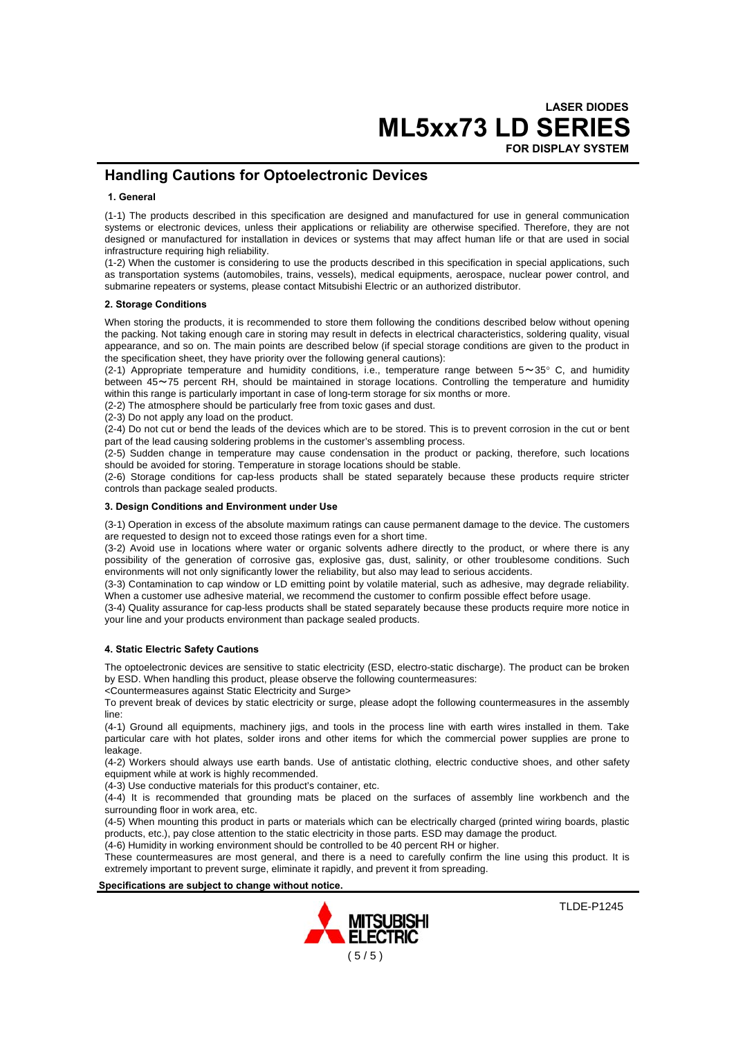# Handling Cautions for Optoelectronic Devices

### 1. General

(1-1) The products described in this specification are designed and manufactured for use in general communication systems or electronic devices, unless their applications or reliability are otherwise specified. Therefore, they are not designed or manufactured for installation in devices or systems that may affect human life or that are used in social infrastructure requiring high reliability.

(1-2) When the customer is considering to use the products described in this specification in special applications, such as transportation systems (automobiles, trains, vessels), medical equipments, aerospace, nuclear power control, and submarine repeaters or systems, please contact Mitsubishi Electric or an authorized distributor.

### 2. Storage Conditions

When storing the products, it is recommended to store them following the conditions described below without opening the packing. Not taking enough care in storing may result in defects in electrical characteristics, soldering quality, visual appearance, and so on. The main points are described below (if special storage conditions are given to the product in the specification sheet, they have priority over the following general cautions):

(2-1) Appropriate temperature and humidity conditions, i.e., temperature range between 5～35° C, and humidity between 45～75 percent RH, should be maintained in storage locations. Controlling the temperature and humidity within this range is particularly important in case of long-term storage for six months or more.

(2-2) The atmosphere should be particularly free from toxic gases and dust.

(2-3) Do not apply any load on the product.

(2-4) Do not cut or bend the leads of the devices which are to be stored. This is to prevent corrosion in the cut or bent part of the lead causing soldering problems in the customer's assembling process.

(2-5) Sudden change in temperature may cause condensation in the product or packing, therefore, such locations should be avoided for storing. Temperature in storage locations should be stable.

(2-6) Storage conditions for cap-less products shall be stated separately because these products require stricter controls than package sealed products.

### 3. Design Conditions and Environment under Use

(3-1) Operation in excess of the absolute maximum ratings can cause permanent damage to the device. The customers are requested to design not to exceed those ratings even for a short time.

(3-2) Avoid use in locations where water or organic solvents adhere directly to the product, or where there is any possibility of the generation of corrosive gas, explosive gas, dust, salinity, or other troublesome conditions. Such environments will not only significantly lower the reliability, but also may lead to serious accidents.

(3-3) Contamination to cap window or LD emitting point by volatile material, such as adhesive, may degrade reliability. When a customer use adhesive material, we recommend the customer to confirm possible effect before usage.

(3-4) Quality assurance for cap-less products shall be stated separately because these products require more notice in your line and your products environment than package sealed products.

### 4. Static Electric Safety Cautions

The optoelectronic devices are sensitive to static electricity (ESD, electro-static discharge). The product can be broken by ESD. When handling this product, please observe the following countermeasures:

<Countermeasures against Static Electricity and Surge>

To prevent break of devices by static electricity or surge, please adopt the following countermeasures in the assembly line:

(4-1) Ground all equipments, machinery jigs, and tools in the process line with earth wires installed in them. Take particular care with hot plates, solder irons and other items for which the commercial power supplies are prone to leakage.

(4-2) Workers should always use earth bands. Use of antistatic clothing, electric conductive shoes, and other safety equipment while at work is highly recommended.

(4-3) Use conductive materials for this product's container, etc.

(4-4) It is recommended that grounding mats be placed on the surfaces of assembly line workbench and the surrounding floor in work area, etc.

(4-5) When mounting this product in parts or materials which can be electrically charged (printed wiring boards, plastic products, etc.), pay close attention to the static electricity in those parts. ESD may damage the product.

(4-6) Humidity in working environment should be controlled to be 40 percent RH or higher.

These countermeasures are most general, and there is a need to carefully confirm the line using this product. It is extremely important to prevent surge, eliminate it rapidly, and prevent it from spreading.

**Specifications are subject to change without notice.**

TLDE-P1245